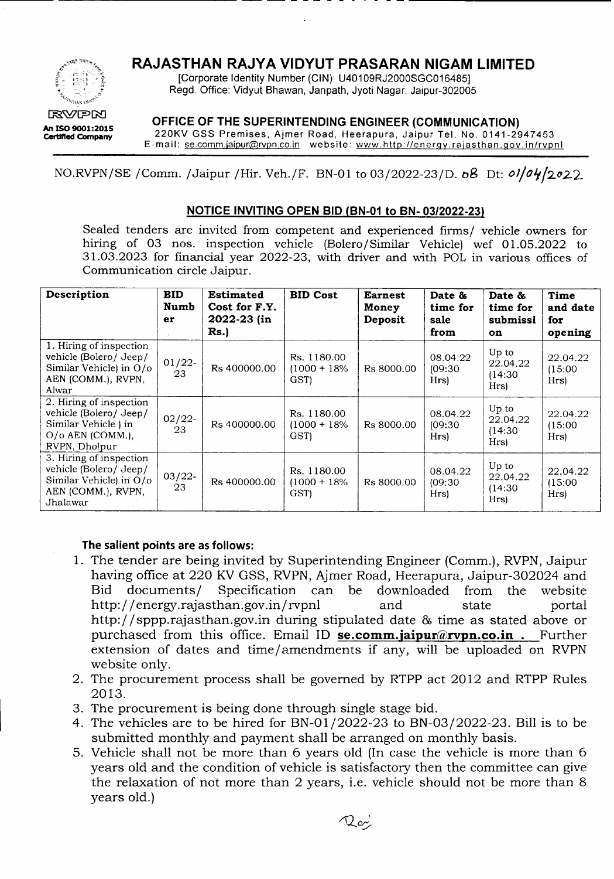# RAJASTHAN RAJYA VIDYUT PRASARAN NIGAM LIMITED

[Corporate Identity Number (CIN): U40109RJ2000SGC016485]
Regd. Office: Vidyut Bhawan, Janpath, Jyoti Nagar, Jaipur-302005

RVPN
An ISO 9001:2015 Certified Company

## OFFICE OF THE SUPERINTENDING ENGINEER (COMMUNICATION)

220KV GSS Premises, Ajmer Road, Heerapura, Jaipur Tel. No. 0141-2947453
E-mail: se.comm.jaipur@rvpn.co.in website: www.http://energy.rajasthan.gov.in/rvpnl

NO.RVPN/SE /Comm. /Jaipur /Hir. Veh./F. BN-01 to 03/2022-23/D. 08 Dt: 01/04/2022

### NOTICE INVITING OPEN BID (BN-01 to BN- 03/2022-23)

Sealed tenders are invited from competent and experienced firms/ vehicle owners for hiring of 03 nos. inspection vehicle (Bolero/Similar Vehicle) wef 01.05.2022 to 31.03.2023 for financial year 2022-23, with driver and with POL in various offices of Communication circle Jaipur.

| Description | BID Number | Estimated Cost for F.Y. 2022-23 (in Rs.) | BID Cost | Earnest Money Deposit | Date & time for sale from | Date & time for submission | Time and date for opening |
|---|---|---|---|---|---|---|---|
| 1. Hiring of inspection vehicle (Bolero/ Jeep/ Similar Vehicle) in O/o AEN (COMM.), RVPN, Alwar | 01/22-23 | Rs 400000.00 | Rs. 1180.00 (1000 + 18% GST) | Rs 8000.00 | 08.04.22 (09:30 Hrs) | Up to 22.04.22 (14:30 Hrs) | 22.04.22 (15:00 Hrs) |
| 2. Hiring of inspection vehicle (Bolero/ Jeep/ Similar Vehicle ) in O/o AEN (COMM.), RVPN, Dholpur | 02/22-23 | Rs 400000.00 | Rs. 1180.00 (1000 + 18% GST) | Rs 8000.00 | 08.04.22 (09:30 Hrs) | Up to 22.04.22 (14:30 Hrs) | 22.04.22 (15:00 Hrs) |
| 3. Hiring of inspection vehicle (Bolero/ Jeep/ Similar Vehicle) in O/o AEN (COMM.), RVPN, Jhalawar | 03/22-23 | Rs 400000.00 | Rs. 1180.00 (1000 + 18% GST) | Rs 8000.00 | 08.04.22 (09:30 Hrs) | Up to 22.04.22 (14:30 Hrs) | 22.04.22 (15:00 Hrs) |

**The salient points are as follows:**

1. The tender are being invited by Superintending Engineer (Comm.), RVPN, Jaipur having office at 220 KV GSS, RVPN, Ajmer Road, Heerapura, Jaipur-302024 and Bid documents/ Specification can be downloaded from the website http://energy.rajasthan.gov.in/rvpnl and state portal http://sppp.rajasthan.gov.in during stipulated date & time as stated above or purchased from this office. Email ID **se.comm.jaipur@rvpn.co.in .** Further extension of dates and time/amendments if any, will be uploaded on RVPN website only.
2. The procurement process shall be governed by RTPP act 2012 and RTPP Rules 2013.
3. The procurement is being done through single stage bid.
4. The vehicles are to be hired for BN-01/2022-23 to BN-03/2022-23. Bill is to be submitted monthly and payment shall be arranged on monthly basis.
5. Vehicle shall not be more than 6 years old (In case the vehicle is more than 6 years old and the condition of vehicle is satisfactory then the committee can give the relaxation of not more than 2 years, i.e. vehicle should not be more than 8 years old.)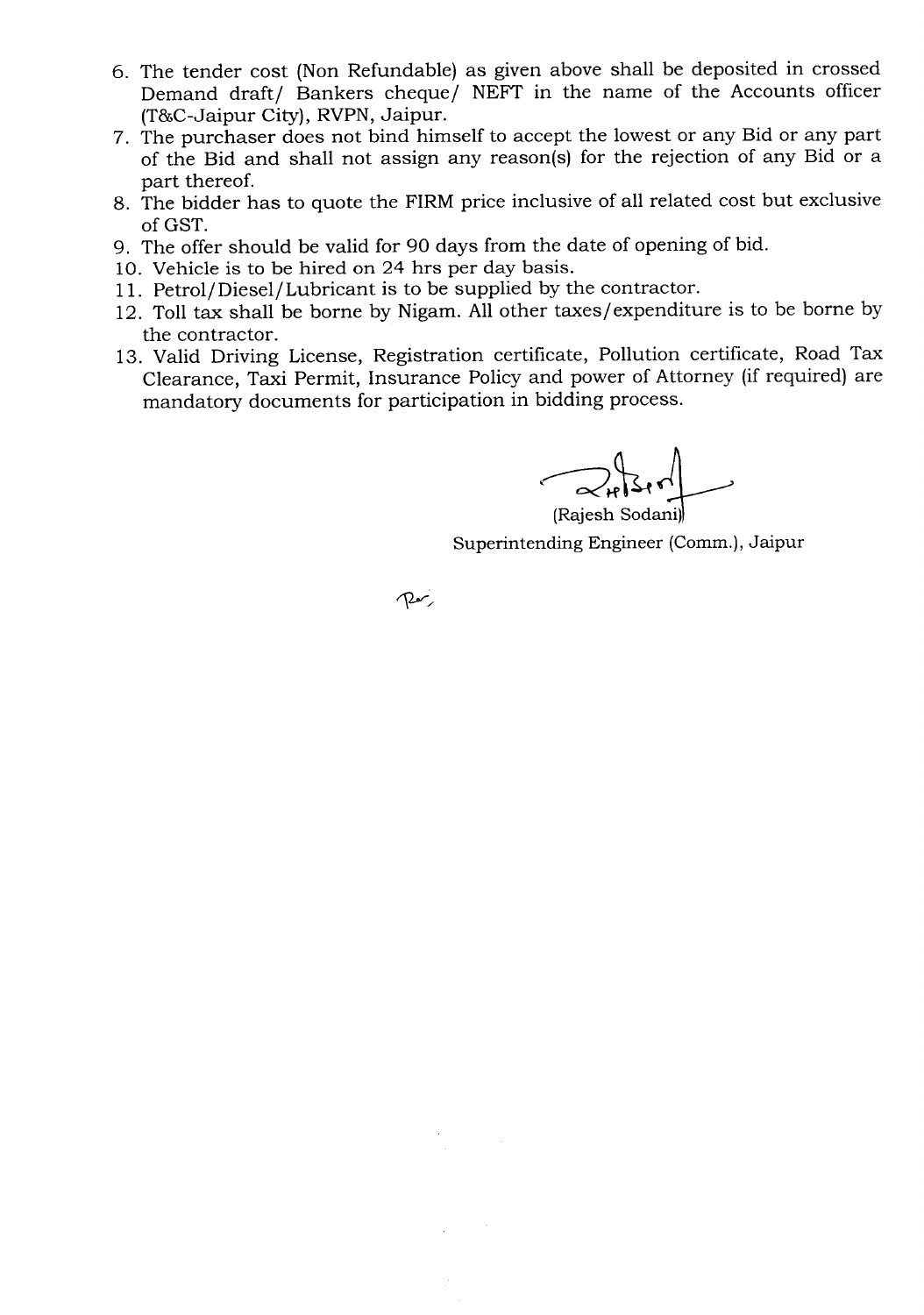6. The tender cost (Non Refundable) as given above shall be deposited in crossed Demand draft/ Bankers cheque/ NEFT in the name of the Accounts officer (T&C-Jaipur City), RVPN, Jaipur.
7. The purchaser does not bind himself to accept the lowest or any Bid or any part of the Bid and shall not assign any reason(s) for the rejection of any Bid or a part thereof.
8. The bidder has to quote the FIRM price inclusive of all related cost but exclusive of GST.
9. The offer should be valid for 90 days from the date of opening of bid.
10. Vehicle is to be hired on 24 hrs per day basis.
11. Petrol/Diesel/Lubricant is to be supplied by the contractor.
12. Toll tax shall be borne by Nigam. All other taxes/expenditure is to be borne by the contractor.
13. Valid Driving License, Registration certificate, Pollution certificate, Road Tax Clearance, Taxi Permit, Insurance Policy and power of Attorney (if required) are mandatory documents for participation in bidding process.

(Rajesh Sodani)

Superintending Engineer (Comm.), Jaipur